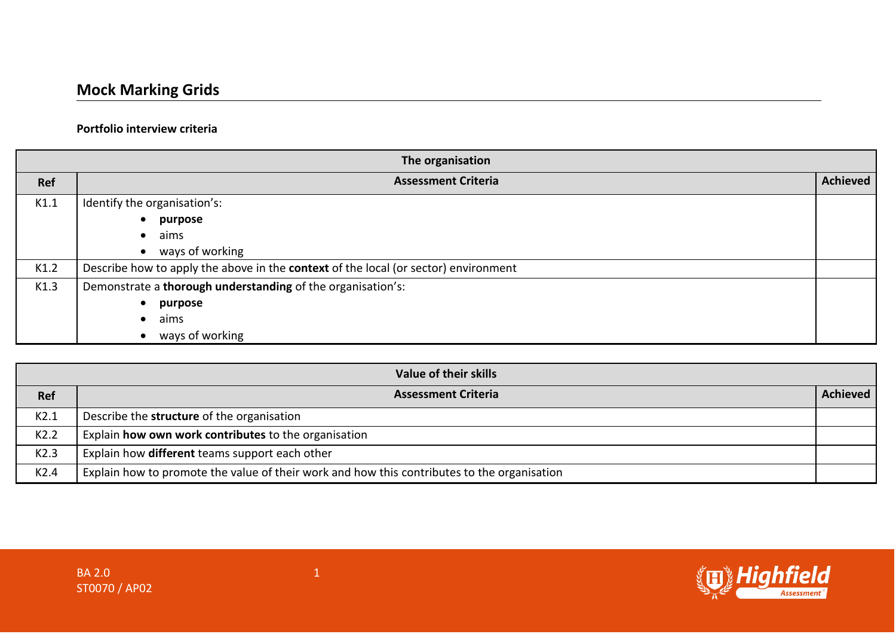## Mock Marking Grids

**Portfolio interview criteria**

| The organisation | | |
|---|---|---|
| **Ref** | **Assessment Criteria** | **Achieved** |
| K1.1 | Identify the organisation's:<br>• **purpose**<br>• aims<br>• ways of working | |
| K1.2 | Describe how to apply the above in the **context** of the local (or sector) environment | |
| K1.3 | Demonstrate a **thorough understanding** of the organisation's:<br>• **purpose**<br>• aims<br>• ways of working | |

| Value of their skills | | |
|---|---|---|
| **Ref** | **Assessment Criteria** | **Achieved** |
| K2.1 | Describe the **structure** of the organisation | |
| K2.2 | Explain **how own work contributes** to the organisation | |
| K2.3 | Explain how **different** teams support each other | |
| K2.4 | Explain how to promote the value of their work and how this contributes to the organisation | |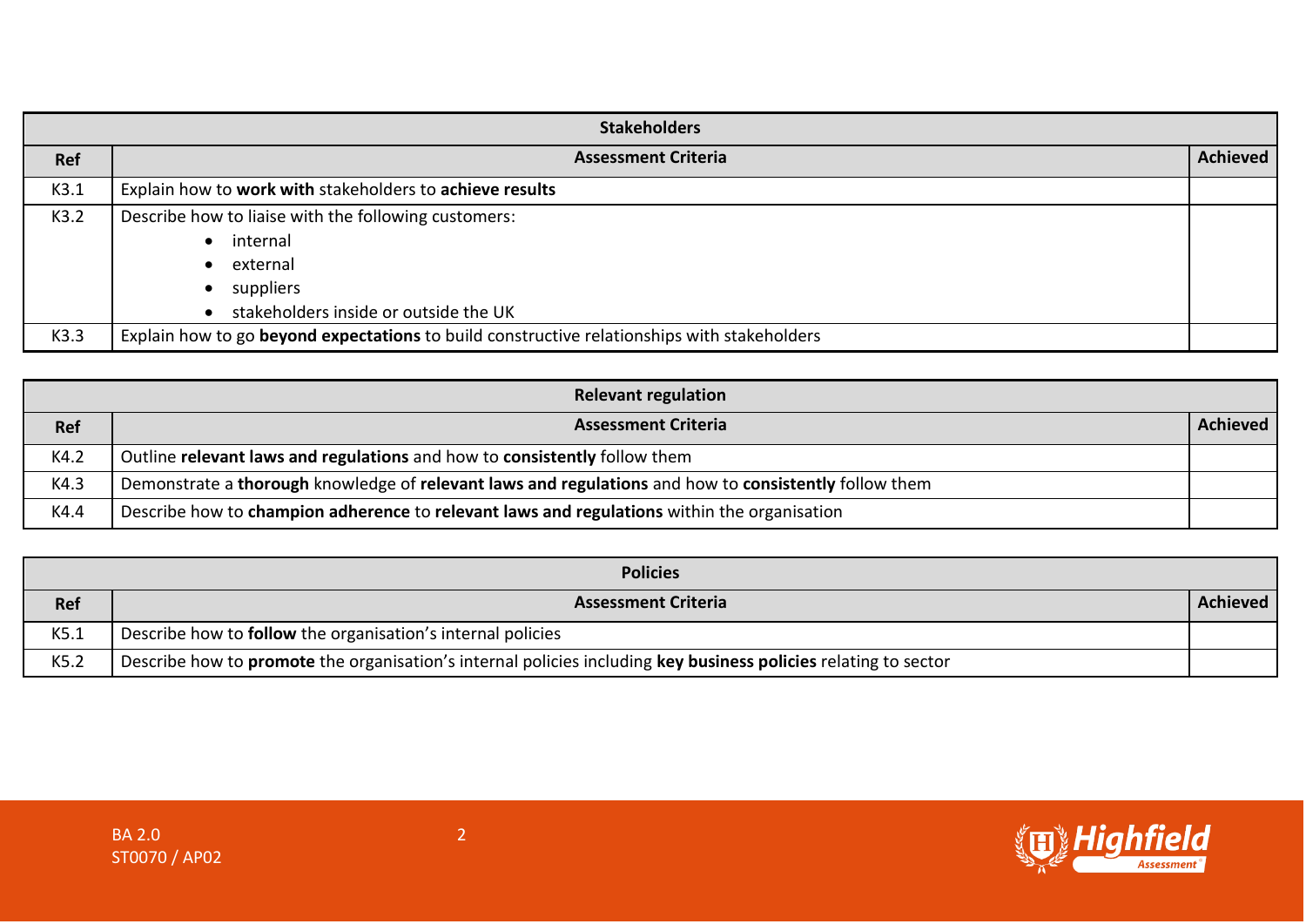| Stakeholders | | |
|---|---|---|
| **Ref** | **Assessment Criteria** | **Achieved** |
| K3.1 | Explain how to **work with** stakeholders to **achieve results** | |
| K3.2 | Describe how to liaise with the following customers:<br>• internal<br>• external<br>• suppliers<br>• stakeholders inside or outside the UK | |
| K3.3 | Explain how to go **beyond expectations** to build constructive relationships with stakeholders | |

| Relevant regulation | | |
|---|---|---|
| **Ref** | **Assessment Criteria** | **Achieved** |
| K4.2 | Outline **relevant laws and regulations** and how to **consistently** follow them | |
| K4.3 | Demonstrate a **thorough** knowledge of **relevant laws and regulations** and how to **consistently** follow them | |
| K4.4 | Describe how to **champion adherence** to **relevant laws and regulations** within the organisation | |

| Policies | | |
|---|---|---|
| **Ref** | **Assessment Criteria** | **Achieved** |
| K5.1 | Describe how to **follow** the organisation's internal policies | |
| K5.2 | Describe how to **promote** the organisation's internal policies including **key business policies** relating to sector | |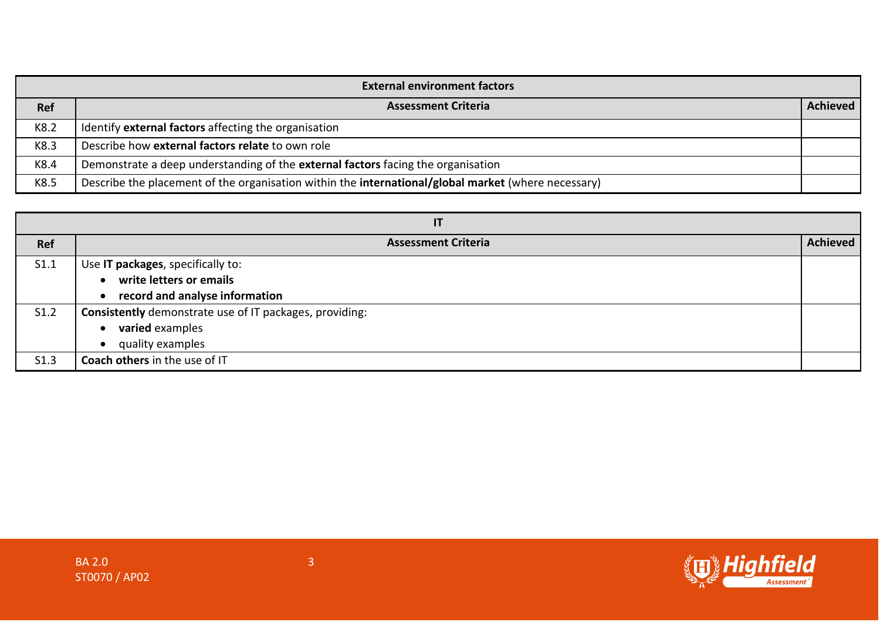| External environment factors | | |
|---|---|---|
| **Ref** | **Assessment Criteria** | **Achieved** |
| K8.2 | Identify **external factors** affecting the organisation | |
| K8.3 | Describe how **external factors relate** to own role | |
| K8.4 | Demonstrate a deep understanding of the **external factors** facing the organisation | |
| K8.5 | Describe the placement of the organisation within the **international/global market** (where necessary) | |

| IT | | |
|---|---|---|
| **Ref** | **Assessment Criteria** | **Achieved** |
| S1.1 | Use **IT packages**, specifically to:<br>• **write letters or emails**<br>• **record and analyse information** | |
| S1.2 | **Consistently** demonstrate use of IT packages, providing:<br>• **varied** examples<br>• quality examples | |
| S1.3 | **Coach others** in the use of IT | |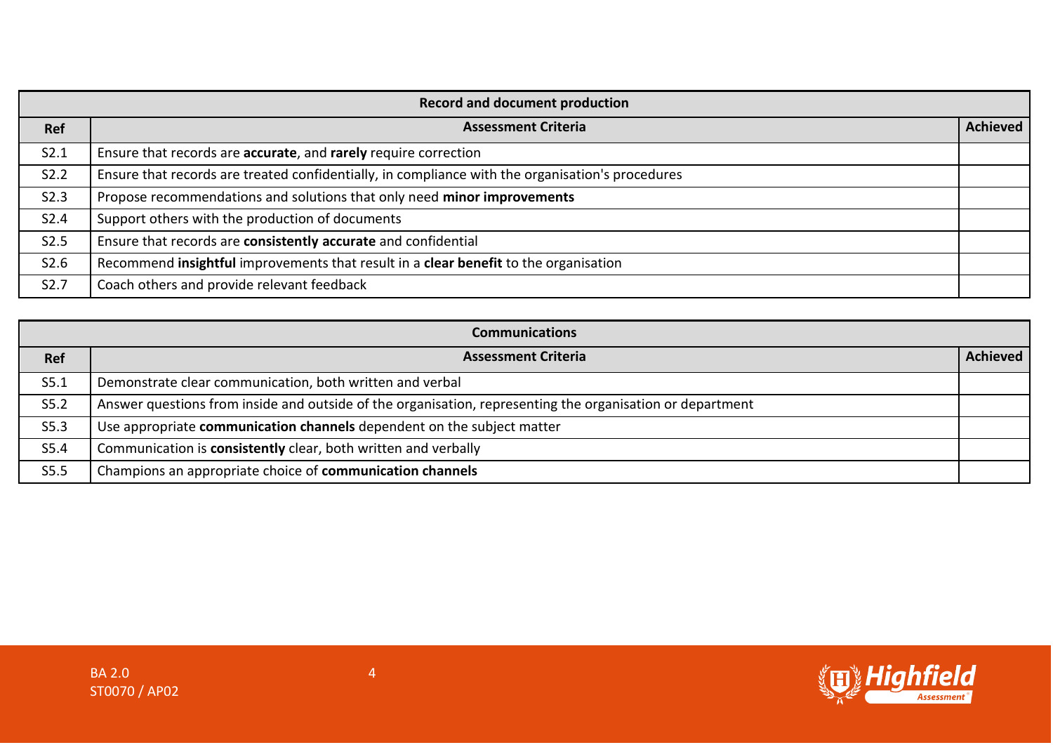| Record and document production | | |
|---|---|---|
| **Ref** | **Assessment Criteria** | **Achieved** |
| S2.1 | Ensure that records are **accurate**, and **rarely** require correction | |
| S2.2 | Ensure that records are treated confidentially, in compliance with the organisation's procedures | |
| S2.3 | Propose recommendations and solutions that only need **minor improvements** | |
| S2.4 | Support others with the production of documents | |
| S2.5 | Ensure that records are **consistently accurate** and confidential | |
| S2.6 | Recommend **insightful** improvements that result in a **clear benefit** to the organisation | |
| S2.7 | Coach others and provide relevant feedback | |

| Communications | | |
|---|---|---|
| **Ref** | **Assessment Criteria** | **Achieved** |
| S5.1 | Demonstrate clear communication, both written and verbal | |
| S5.2 | Answer questions from inside and outside of the organisation, representing the organisation or department | |
| S5.3 | Use appropriate **communication channels** dependent on the subject matter | |
| S5.4 | Communication is **consistently** clear, both written and verbally | |
| S5.5 | Champions an appropriate choice of **communication channels** | |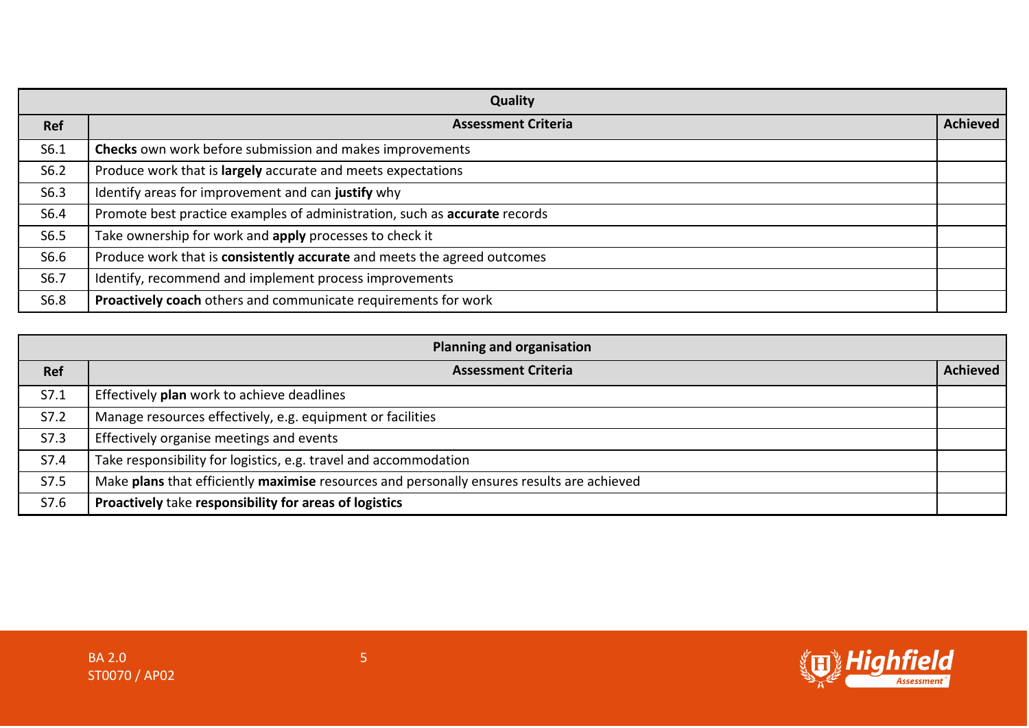| Quality | | |
|---|---|---|
| **Ref** | **Assessment Criteria** | **Achieved** |
| S6.1 | **Checks** own work before submission and makes improvements | |
| S6.2 | Produce work that is **largely** accurate and meets expectations | |
| S6.3 | Identify areas for improvement and can **justify** why | |
| S6.4 | Promote best practice examples of administration, such as **accurate** records | |
| S6.5 | Take ownership for work and **apply** processes to check it | |
| S6.6 | Produce work that is **consistently accurate** and meets the agreed outcomes | |
| S6.7 | Identify, recommend and implement process improvements | |
| S6.8 | **Proactively coach** others and communicate requirements for work | |

| Planning and organisation | | |
|---|---|---|
| **Ref** | **Assessment Criteria** | **Achieved** |
| S7.1 | Effectively **plan** work to achieve deadlines | |
| S7.2 | Manage resources effectively, e.g. equipment or facilities | |
| S7.3 | Effectively organise meetings and events | |
| S7.4 | Take responsibility for logistics, e.g. travel and accommodation | |
| S7.5 | Make **plans** that efficiently **maximise** resources and personally ensures results are achieved | |
| S7.6 | **Proactively** take **responsibility for areas of logistics** | |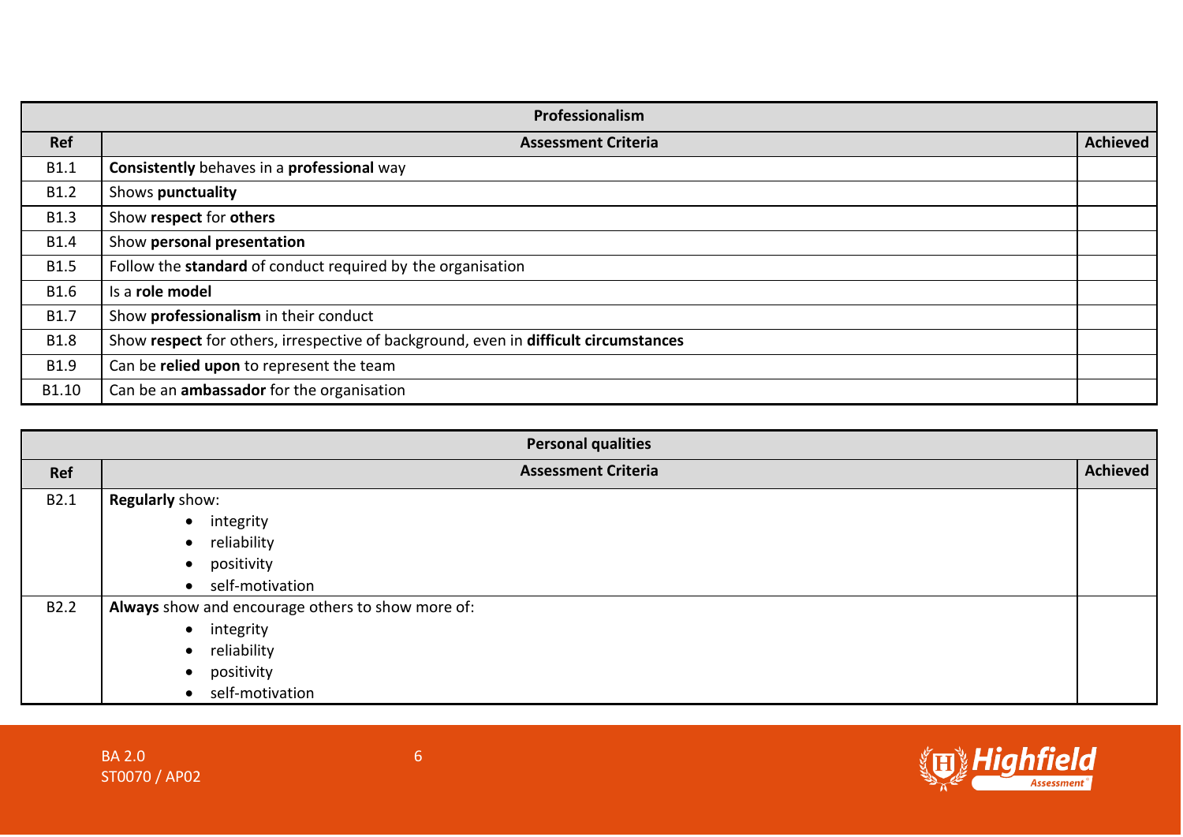| Professionalism | | |
|---|---|---|
| **Ref** | **Assessment Criteria** | **Achieved** |
| B1.1 | **Consistently** behaves in a **professional** way | |
| B1.2 | Shows **punctuality** | |
| B1.3 | Show **respect** for **others** | |
| B1.4 | Show **personal presentation** | |
| B1.5 | Follow the **standard** of conduct required by the organisation | |
| B1.6 | Is a **role model** | |
| B1.7 | Show **professionalism** in their conduct | |
| B1.8 | Show **respect** for others, irrespective of background, even in **difficult circumstances** | |
| B1.9 | Can be **relied upon** to represent the team | |
| B1.10 | Can be an **ambassador** for the organisation | |

| Personal qualities | | |
|---|---|---|
| **Ref** | **Assessment Criteria** | **Achieved** |
| B2.1 | **Regularly** show:<br>• integrity<br>• reliability<br>• positivity<br>• self-motivation | |
| B2.2 | **Always** show and encourage others to show more of:<br>• integrity<br>• reliability<br>• positivity<br>• self-motivation | |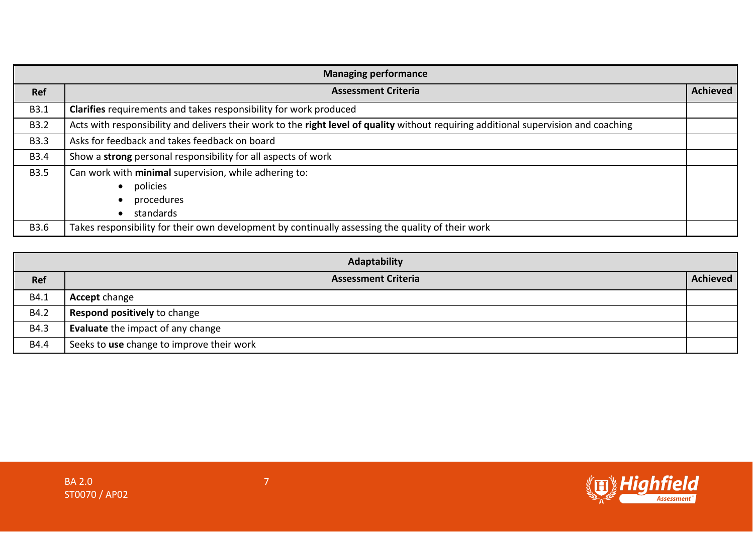| Managing performance | | |
|---|---|---|
| **Ref** | **Assessment Criteria** | **Achieved** |
| B3.1 | **Clarifies** requirements and takes responsibility for work produced | |
| B3.2 | Acts with responsibility and delivers their work to the **right level of quality** without requiring additional supervision and coaching | |
| B3.3 | Asks for feedback and takes feedback on board | |
| B3.4 | Show a **strong** personal responsibility for all aspects of work | |
| B3.5 | Can work with **minimal** supervision, while adhering to:<br>• policies<br>• procedures<br>• standards | |
| B3.6 | Takes responsibility for their own development by continually assessing the quality of their work | |

| Adaptability | | |
|---|---|---|
| **Ref** | **Assessment Criteria** | **Achieved** |
| B4.1 | **Accept** change | |
| B4.2 | **Respond positively** to change | |
| B4.3 | **Evaluate** the impact of any change | |
| B4.4 | Seeks to **use** change to improve their work | |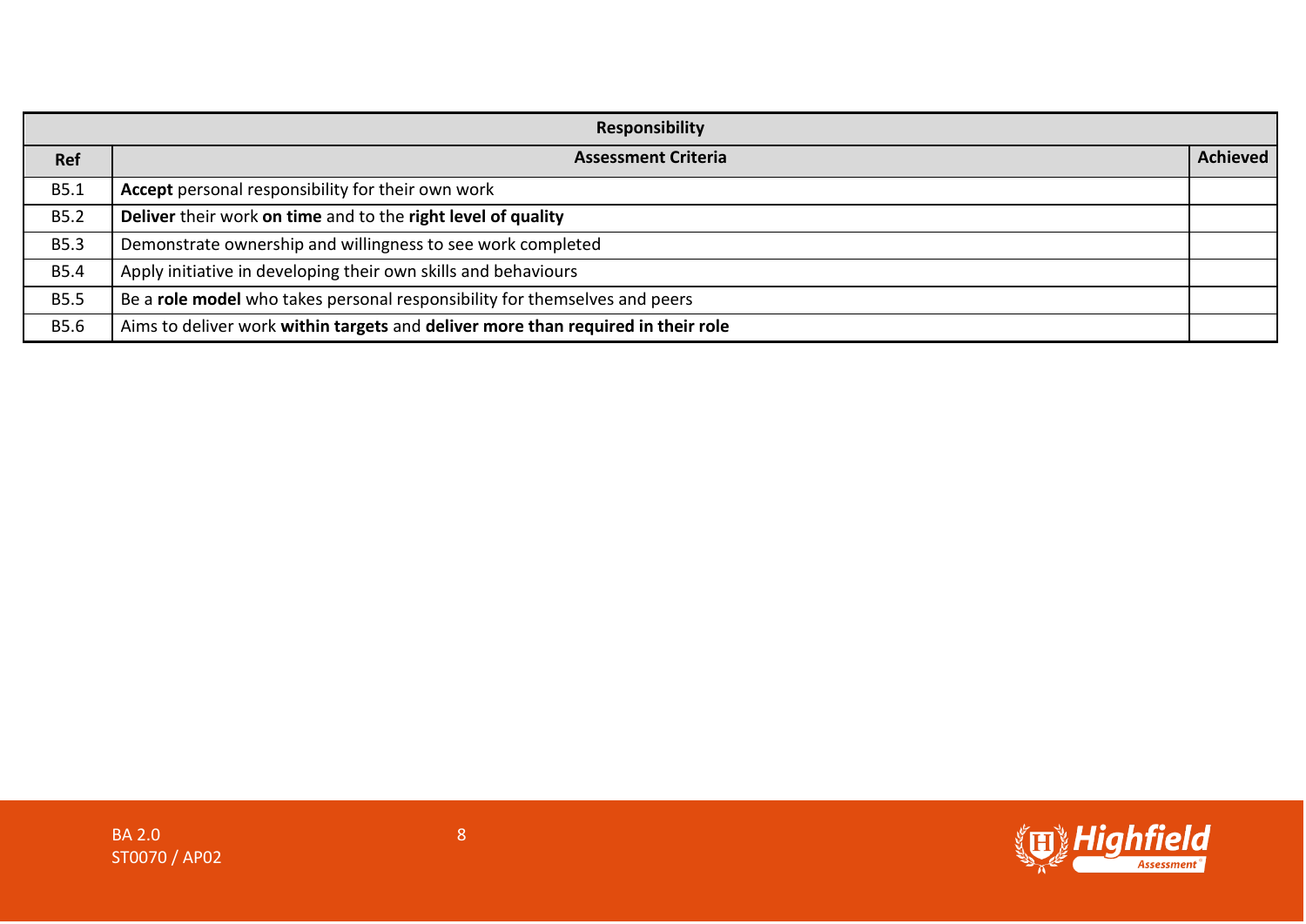| Responsibility | | |
|---|---|---|
| **Ref** | **Assessment Criteria** | **Achieved** |
| B5.1 | **Accept** personal responsibility for their own work | |
| B5.2 | **Deliver** their work **on time** and to the **right level of quality** | |
| B5.3 | Demonstrate ownership and willingness to see work completed | |
| B5.4 | Apply initiative in developing their own skills and behaviours | |
| B5.5 | Be a **role model** who takes personal responsibility for themselves and peers | |
| B5.6 | Aims to deliver work **within targets** and **deliver more than required in their role** | |